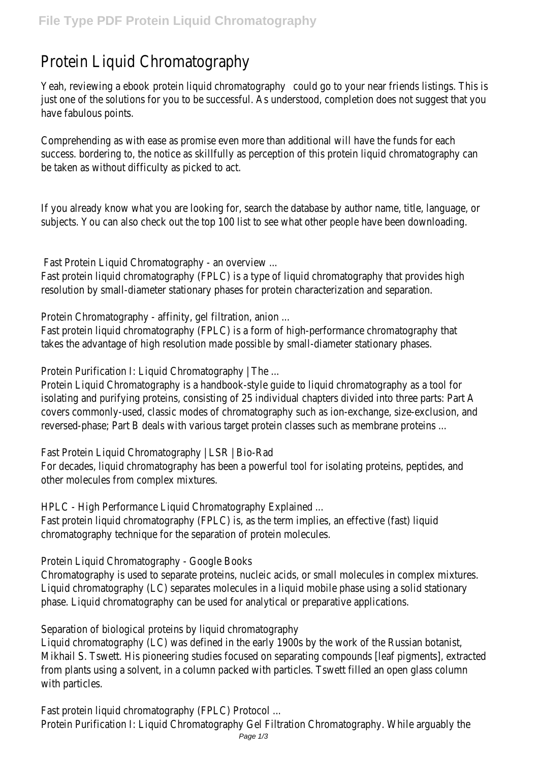# Protein Liquid Chromatography

Yeah, reviewing a ebook protein liquid chromatography could go to your near friends listings. This is just one of the solutions for you to be successful. As understood, completion does not suggest that you have fabulous points.

Comprehending as with ease as promise even more than additional will have the funds for each success. bordering to, the notice as skillfully as perception of this protein liquid chromatography can be taken as without difficulty as picked to act.

If you already know what you are looking for, search the database by author name, title, language, or subjects. You can also check out the top 100 list to see what other people have been downloading.

**Fast Protein Liquid Chromatography - an overview ...**

Fast protein liquid chromatography (FPLC) is a type of liquid chromatography that provides high resolution by small-diameter stationary phases for protein characterization and separation.

**Protein Chromatography - affinity, gel filtration, anion ...**

Fast protein liquid chromatography (FPLC) is a form of high-performance chromatography that takes the advantage of high resolution made possible by small-diameter stationary phases.

**Protein Purification I: Liquid Chromatography | The ...**

Protein Liquid Chromatography is a handbook-style guide to liquid chromatography as a tool for isolating and purifying proteins, consisting of 25 individual chapters divided into three parts: Part A covers commonly-used, classic modes of chromatography such as ion-exchange, size-exclusion, and reversed-phase; Part B deals with various target protein classes such as membrane proteins ...

**Fast Protein Liquid Chromatography | LSR | Bio-Rad**

For decades, liquid chromatography has been a powerful tool for isolating proteins, peptides, and other molecules from complex mixtures.

**HPLC - High Performance Liquid Chromatography Explained ...**

Fast protein liquid chromatography (FPLC) is, as the term implies, an effective (fast) liquid chromatography technique for the separation of protein molecules.

**Protein Liquid Chromatography - Google Books**

Chromatography is used to separate proteins, nucleic acids, or small molecules in complex mixtures. Liquid chromatography (LC) separates molecules in a liquid mobile phase using a solid stationary phase. Liquid chromatography can be used for analytical or preparative applications.

**Separation of biological proteins by liquid chromatography**

Liquid chromatography (LC) was defined in the early 1900s by the work of the Russian botanist, Mikhail S. Tswett. His pioneering studies focused on separating compounds [leaf pigments], extracted from plants using a solvent, in a column packed with particles. Tswett filled an open glass column with particles.

**Fast protein liquid chromatography (FPLC) Protocol ...**

Protein Purification I: Liquid Chromatography Gel Filtration Chromatography. While arguably the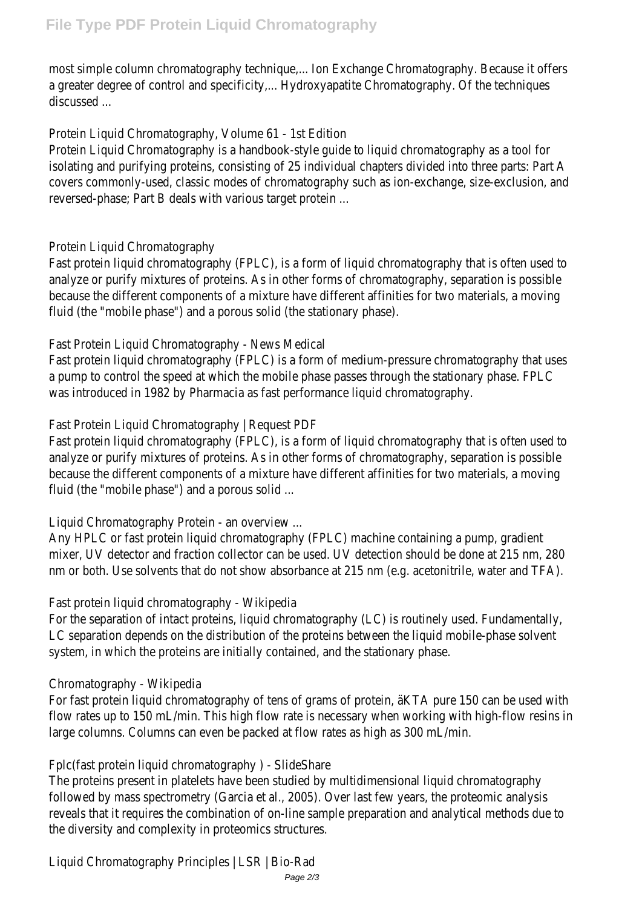most simple column chromatography technique,... Ion Exchange Chromatography. Because it offers a greater degree of control and specificity,... Hydroxyapatite Chromatography. Of the techniques discussed ...

Protein Liquid Chromatography, Volume 61 - 1st Edition

Protein Liquid Chromatography is a handbook-style guide to liquid chromatography as a tool for isolating and purifying proteins, consisting of 25 individual chapters divided into three parts: Part A covers commonly-used, classic modes of chromatography such as ion-exchange, size-exclusion, and reversed-phase; Part B deals with various target protein ...

Protein Liquid Chromatography

Fast protein liquid chromatography (FPLC), is a form of liquid chromatography that is often used to analyze or purify mixtures of proteins. As in other forms of chromatography, separation is possible because the different components of a mixture have different affinities for two materials, a moving fluid (the "mobile phase") and a porous solid (the stationary phase).

Fast Protein Liquid Chromatography - News Medical

Fast protein liquid chromatography (FPLC) is a form of medium-pressure chromatography that uses a pump to control the speed at which the mobile phase passes through the stationary phase. FPLC was introduced in 1982 by Pharmacia as fast performance liquid chromatography.

Fast Protein Liquid Chromatography | Request PDF

Fast protein liquid chromatography (FPLC), is a form of liquid chromatography that is often used to analyze or purify mixtures of proteins. As in other forms of chromatography, separation is possible because the different components of a mixture have different affinities for two materials, a moving fluid (the "mobile phase") and a porous solid ...

Liquid Chromatography Protein - an overview ...

Any HPLC or fast protein liquid chromatography (FPLC) machine containing a pump, gradient mixer, UV detector and fraction collector can be used. UV detection should be done at 215 nm, 280 nm or both. Use solvents that do not show absorbance at 215 nm (e.g. acetonitrile, water and TFA).

Fast protein liquid chromatography - Wikipedia

For the separation of intact proteins, liquid chromatography (LC) is routinely used. Fundamentally, LC separation depends on the distribution of the proteins between the liquid mobile-phase solvent system, in which the proteins are initially contained, and the stationary phase.

Chromatography - Wikipedia

For fast protein liquid chromatography of tens of grams of protein, äKTA pure 150 can be used with flow rates up to 150 mL/min. This high flow rate is necessary when working with high-flow resins in large columns. Columns can even be packed at flow rates as high as 300 mL/min.

Fplc(fast protein liquid chromatography ) - SlideShare

The proteins present in platelets have been studied by multidimensional liquid chromatography followed by mass spectrometry (Garcia et al., 2005). Over last few years, the proteomic analysis reveals that it requires the combination of on-line sample preparation and analytical methods due to the diversity and complexity in proteomics structures.

Liquid Chromatography Principles | LSR | Bio-Rad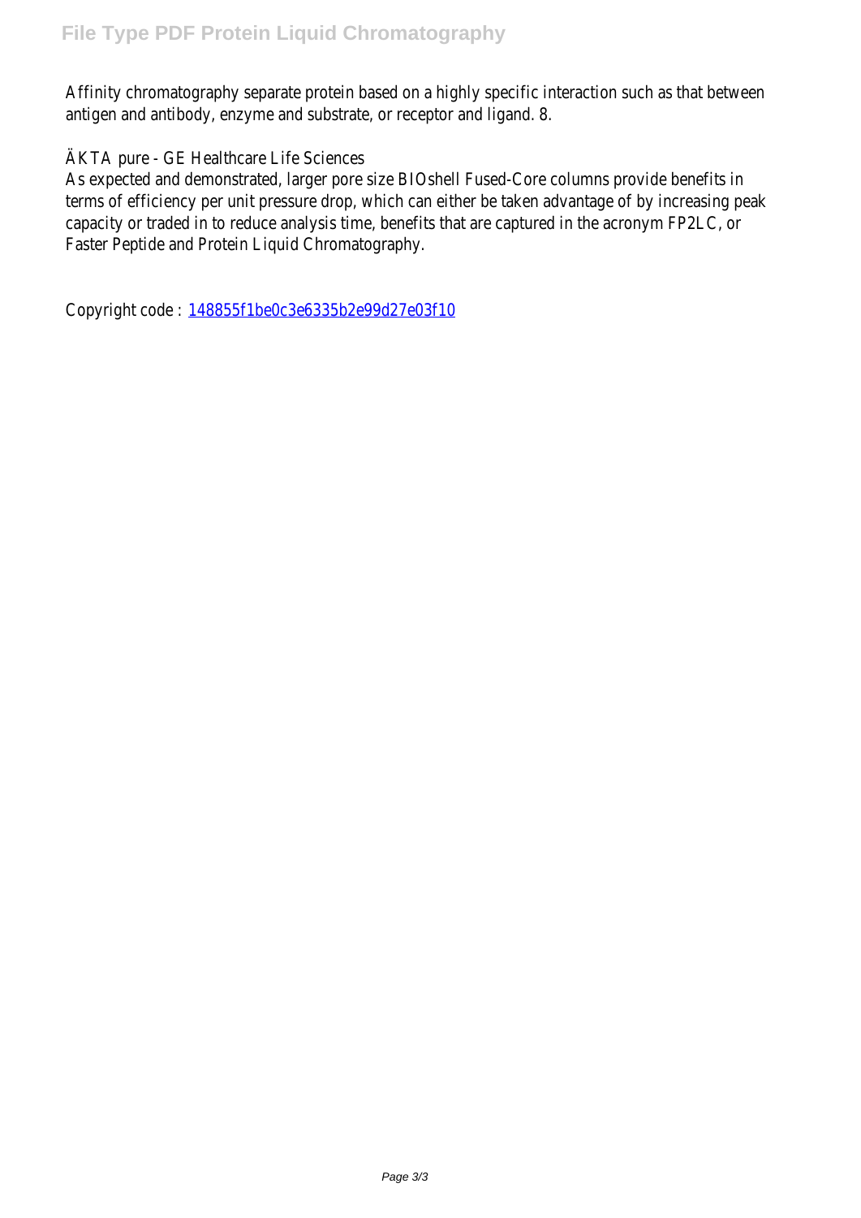Affinity chromatography separate protein based on a highly specific interaction such as that between antigen and antibody, enzyme and substrate, or receptor and ligand. 8.

ÄKTA pure - GE Healthcare Life Sciences

As expected and demonstrated, larger pore size BIOshell Fused-Core columns provide benefits in terms of efficiency per unit pressure drop, which can either be taken advantage of by increasing peak capacity or traded in to reduce analysis time, benefits that are captured in the acronym FP2LC, or Faster Peptide and Protein Liquid Chromatography.

Copyright code : 148855f1be0c3e6335b2e99d27e03f10